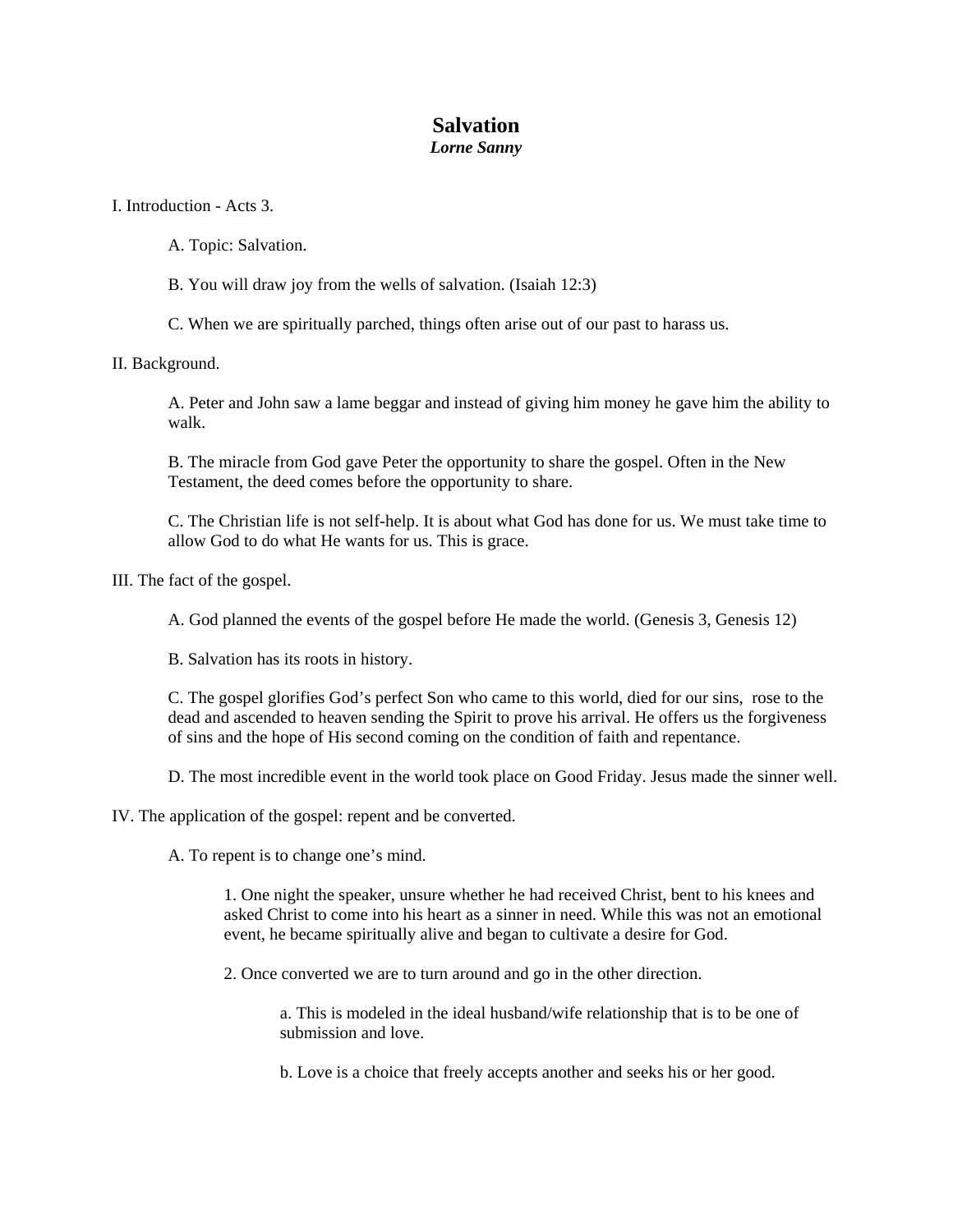# Salvation

***Lorne Sanny***

I. Introduction - Acts 3.

A. Topic: Salvation.

B. You will draw joy from the wells of salvation. (Isaiah 12:3)

C. When we are spiritually parched, things often arise out of our past to harass us.

II. Background.

A. Peter and John saw a lame beggar and instead of giving him money he gave him the ability to walk.

B. The miracle from God gave Peter the opportunity to share the gospel. Often in the New Testament, the deed comes before the opportunity to share.

C. The Christian life is not self-help. It is about what God has done for us. We must take time to allow God to do what He wants for us. This is grace.

III. The fact of the gospel.

A. God planned the events of the gospel before He made the world. (Genesis 3, Genesis 12)

B. Salvation has its roots in history.

C. The gospel glorifies God's perfect Son who came to this world, died for our sins, rose to the dead and ascended to heaven sending the Spirit to prove his arrival. He offers us the forgiveness of sins and the hope of His second coming on the condition of faith and repentance.

D. The most incredible event in the world took place on Good Friday. Jesus made the sinner well.

IV. The application of the gospel: repent and be converted.

A. To repent is to change one's mind.

1. One night the speaker, unsure whether he had received Christ, bent to his knees and asked Christ to come into his heart as a sinner in need. While this was not an emotional event, he became spiritually alive and began to cultivate a desire for God.

2. Once converted we are to turn around and go in the other direction.

a. This is modeled in the ideal husband/wife relationship that is to be one of submission and love.

b. Love is a choice that freely accepts another and seeks his or her good.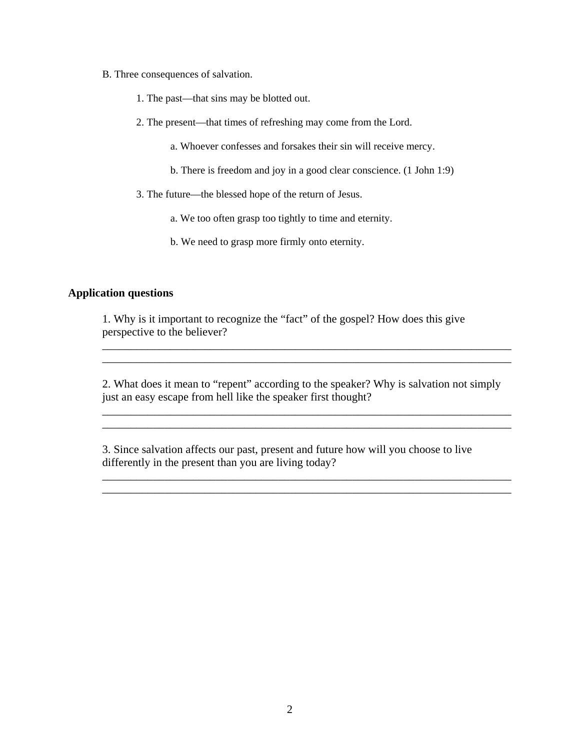B. Three consequences of salvation.

1. The past—that sins may be blotted out.

2. The present—that times of refreshing may come from the Lord.

    a. Whoever confesses and forsakes their sin will receive mercy.

    b. There is freedom and joy in a good clear conscience. (1 John 1:9)

3. The future—the blessed hope of the return of Jesus.

    a. We too often grasp too tightly to time and eternity.

    b. We need to grasp more firmly onto eternity.

**Application questions**

1. Why is it important to recognize the "fact" of the gospel? How does this give perspective to the believer?

___________________________________________________________________________
___________________________________________________________________________

2. What does it mean to "repent" according to the speaker? Why is salvation not simply just an easy escape from hell like the speaker first thought?

___________________________________________________________________________
___________________________________________________________________________

3. Since salvation affects our past, present and future how will you choose to live differently in the present than you are living today?

___________________________________________________________________________
___________________________________________________________________________